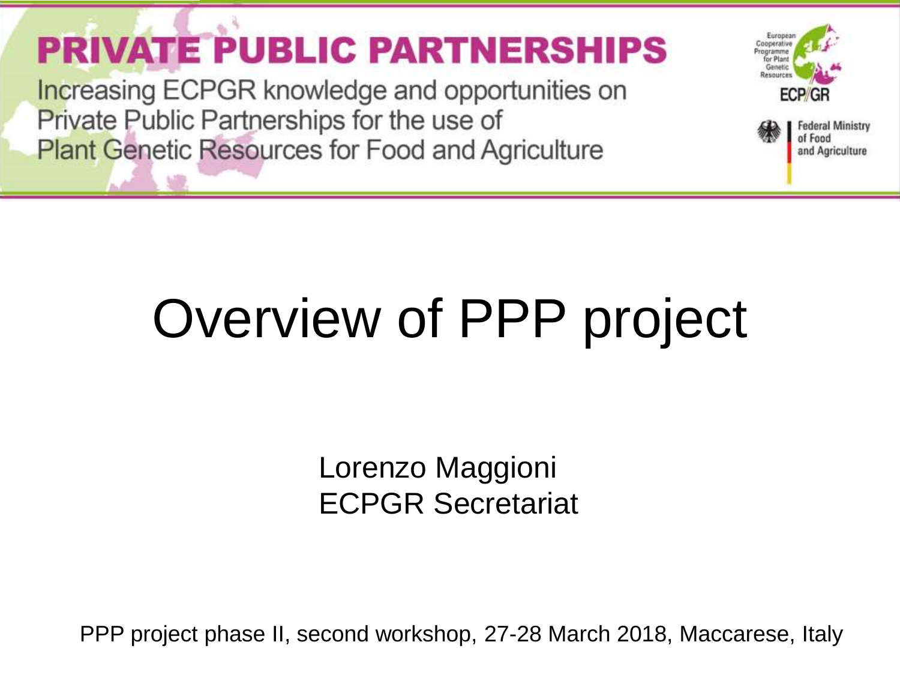# PRIVATE PUBLIC PARTNERSHIPS

Increasing ECPGR knowledge and opportunities on Private Public Partnerships for the use of Plant Genetic Resources for Food and Agriculture

European Cooperative Programme for Plant Genetic Resources
ECP/GR

Federal Ministry of Food and Agriculture

# Overview of PPP project

Lorenzo Maggioni
ECPGR Secretariat

PPP project phase II, second workshop, 27-28 March 2018, Maccarese, Italy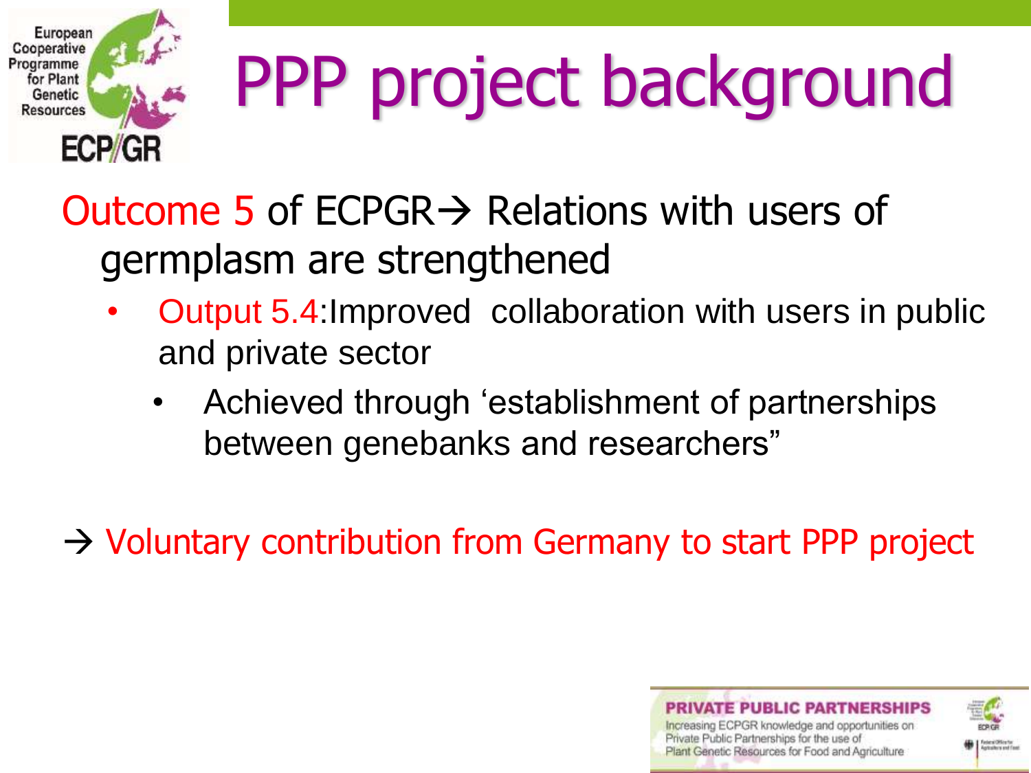# PPP project background

Outcome 5 of ECPGR→ Relations with users of germplasm are strengthened

- Output 5.4:Improved collaboration with users in public and private sector
  - Achieved through 'establishment of partnerships between genebanks and researchers"

→ Voluntary contribution from Germany to start PPP project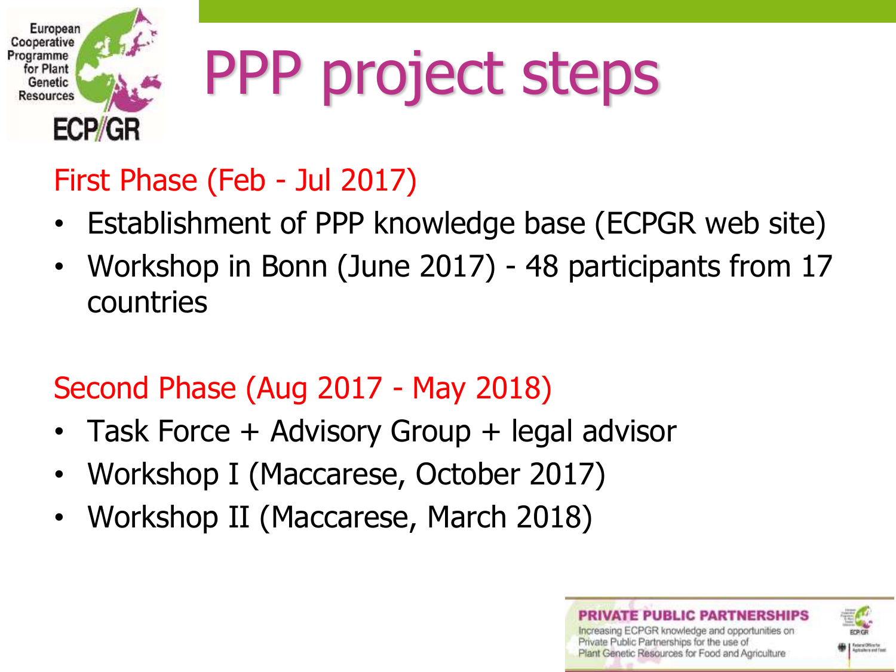# PPP project steps

## First Phase (Feb - Jul 2017)

- Establishment of PPP knowledge base (ECPGR web site)
- Workshop in Bonn (June 2017) - 48 participants from 17 countries

## Second Phase (Aug 2017 - May 2018)

- Task Force + Advisory Group + legal advisor
- Workshop I (Maccarese, October 2017)
- Workshop II (Maccarese, March 2018)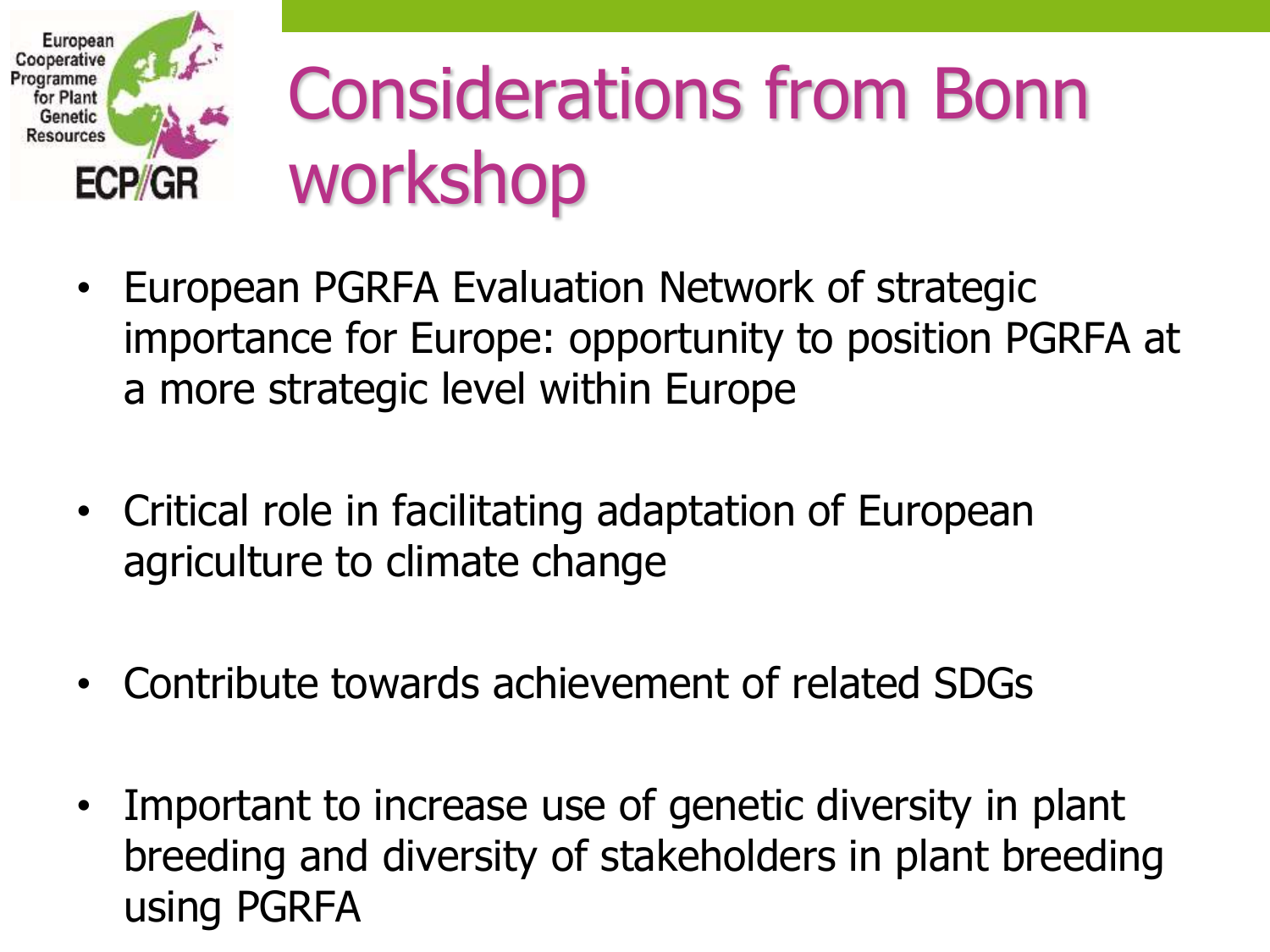# Considerations from Bonn workshop

- European PGRFA Evaluation Network of strategic importance for Europe: opportunity to position PGRFA at a more strategic level within Europe
- Critical role in facilitating adaptation of European agriculture to climate change
- Contribute towards achievement of related SDGs
- Important to increase use of genetic diversity in plant breeding and diversity of stakeholders in plant breeding using PGRFA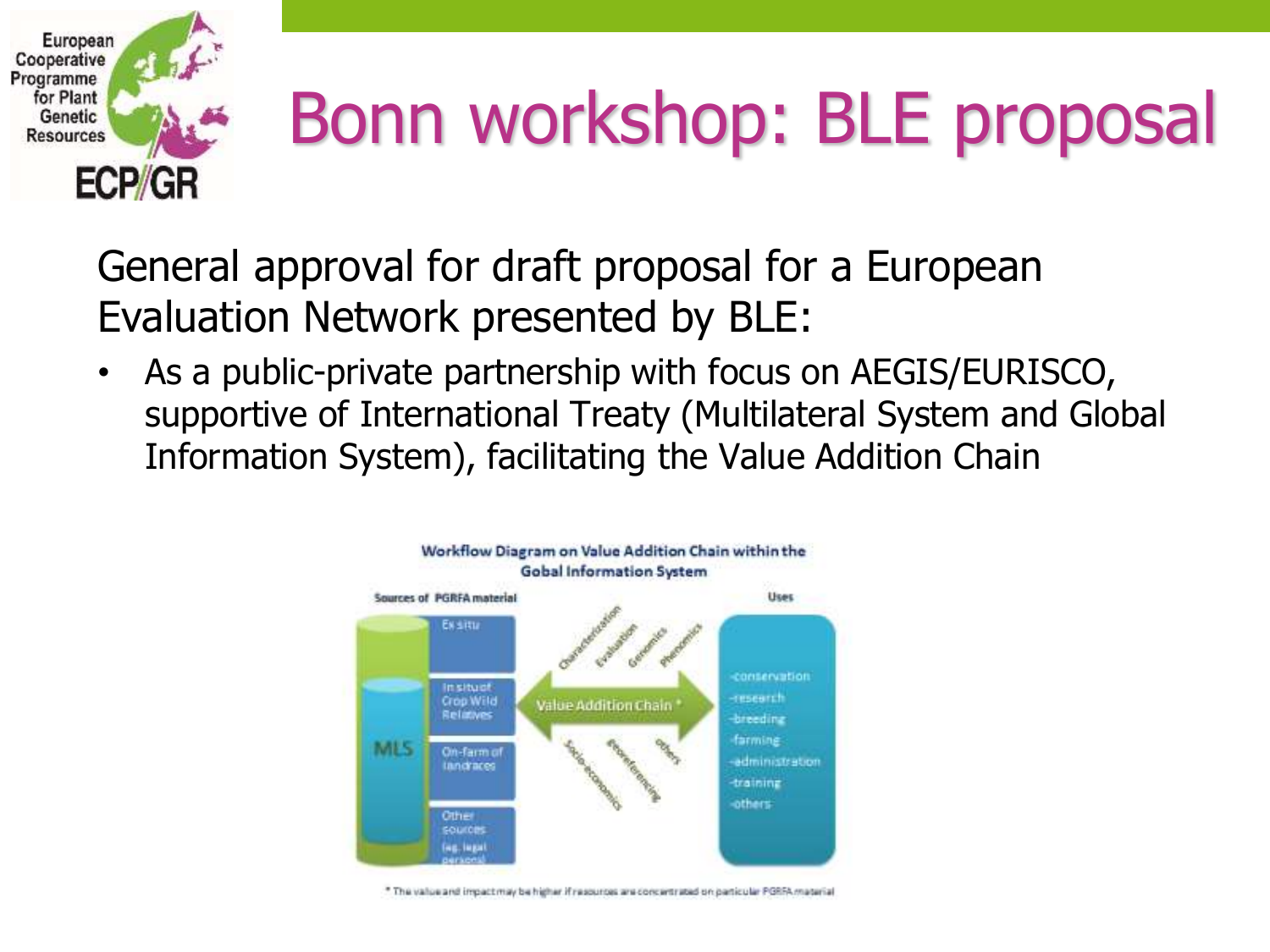# Bonn workshop: BLE proposal

General approval for draft proposal for a European Evaluation Network presented by BLE:

- As a public-private partnership with focus on AEGIS/EURISCO, supportive of International Treaty (Multilateral System and Global Information System), facilitating the Value Addition Chain

**Workflow Diagram on Value Addition Chain within the Gobal Information System**

Sources of PGRFA material

- MLS
- Ex situ
- In situ of Crop Wild Relatives
- On-farm of landraces
- Other sources (eg. legal persons)

Value Addition Chain *

Characterization, Evaluation, Genomics, Phenomics, Socio-economics, Georeferencing, others

Uses

- -conservation
- -research
- -breeding
- -farming
- -administration
- -training
- -others

* The value and impact may be higher if resources are concentrated on particular PGRFA material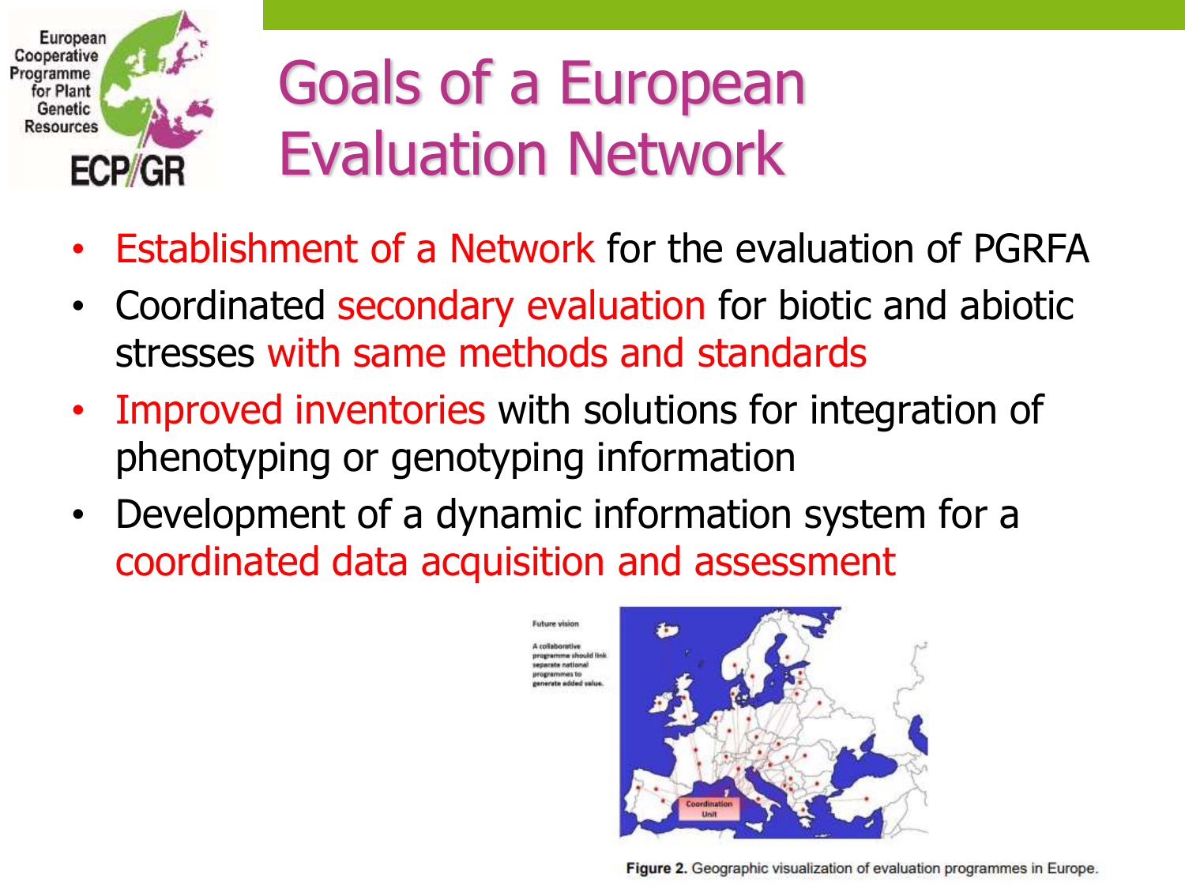# Goals of a European Evaluation Network

- Establishment of a Network for the evaluation of PGRFA
- Coordinated secondary evaluation for biotic and abiotic stresses with same methods and standards
- Improved inventories with solutions for integration of phenotyping or genotyping information
- Development of a dynamic information system for a coordinated data acquisition and assessment

Future vision

A collaborative programme should link separate national programmes to generate added value.

Coordination Unit

**Figure 2.** Geographic visualization of evaluation programmes in Europe.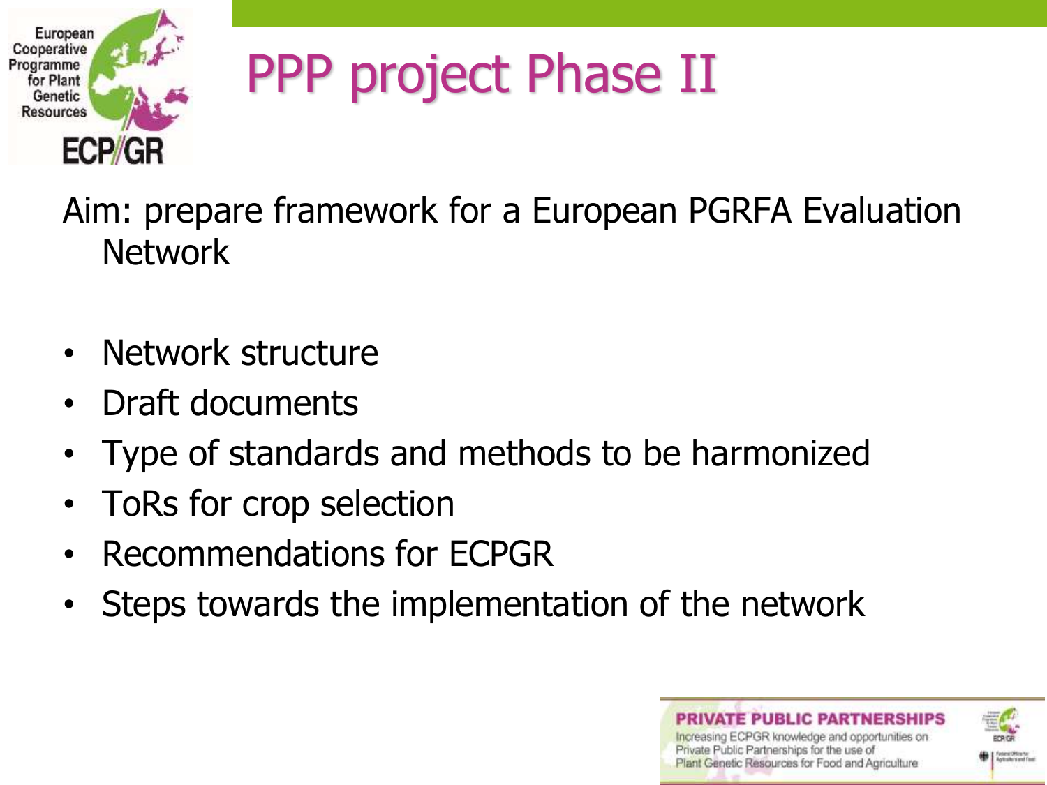# PPP project Phase II

Aim: prepare framework for a European PGRFA Evaluation Network

- Network structure
- Draft documents
- Type of standards and methods to be harmonized
- ToRs for crop selection
- Recommendations for ECPGR
- Steps towards the implementation of the network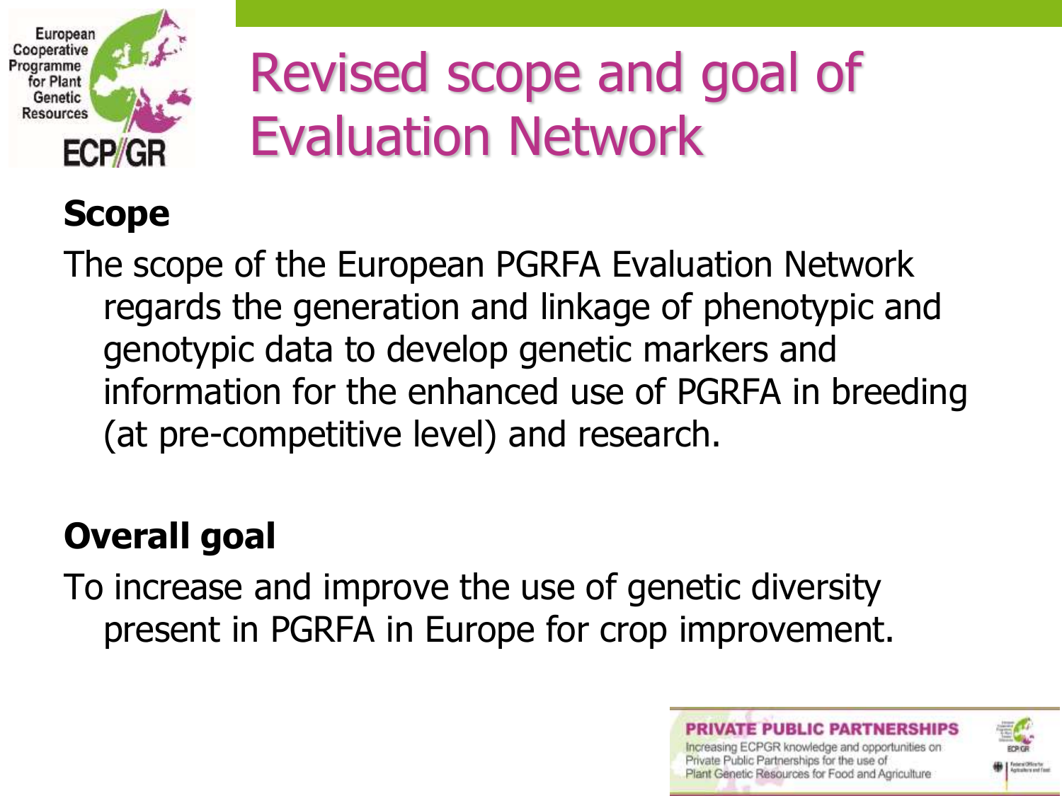# Revised scope and goal of Evaluation Network

**Scope**

The scope of the European PGRFA Evaluation Network regards the generation and linkage of phenotypic and genotypic data to develop genetic markers and information for the enhanced use of PGRFA in breeding (at pre-competitive level) and research.

**Overall goal**

To increase and improve the use of genetic diversity present in PGRFA in Europe for crop improvement.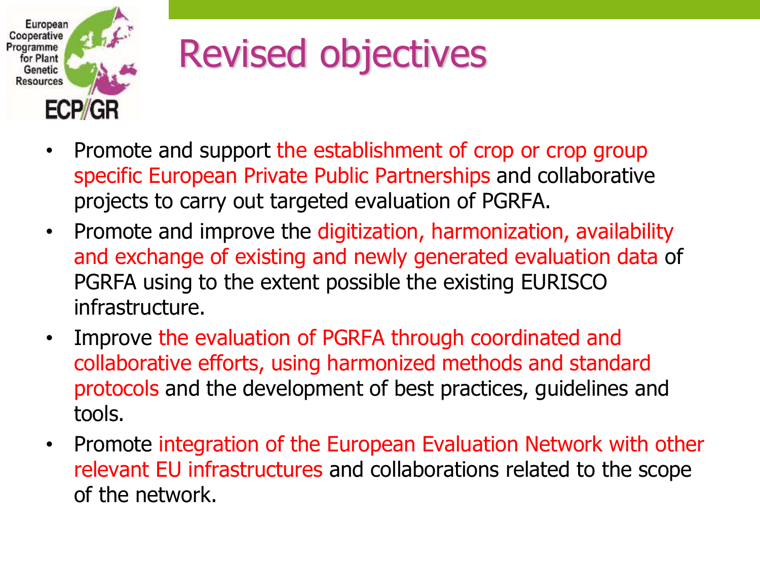# Revised objectives

- Promote and support the establishment of crop or crop group specific European Private Public Partnerships and collaborative projects to carry out targeted evaluation of PGRFA.
- Promote and improve the digitization, harmonization, availability and exchange of existing and newly generated evaluation data of PGRFA using to the extent possible the existing EURISCO infrastructure.
- Improve the evaluation of PGRFA through coordinated and collaborative efforts, using harmonized methods and standard protocols and the development of best practices, guidelines and tools.
- Promote integration of the European Evaluation Network with other relevant EU infrastructures and collaborations related to the scope of the network.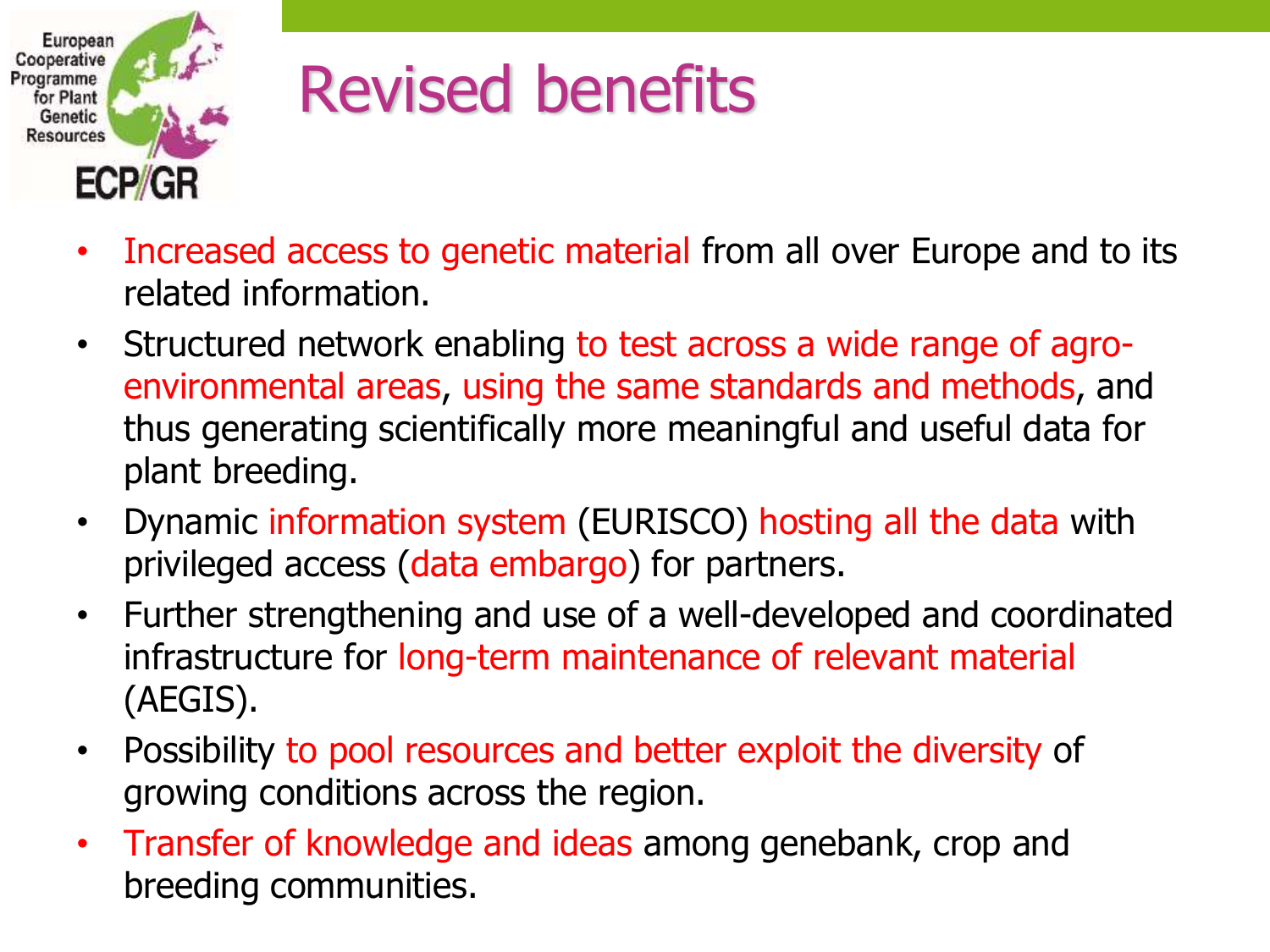# Revised benefits

- Increased access to genetic material from all over Europe and to its related information.
- Structured network enabling to test across a wide range of agro-environmental areas, using the same standards and methods, and thus generating scientifically more meaningful and useful data for plant breeding.
- Dynamic information system (EURISCO) hosting all the data with privileged access (data embargo) for partners.
- Further strengthening and use of a well-developed and coordinated infrastructure for long-term maintenance of relevant material (AEGIS).
- Possibility to pool resources and better exploit the diversity of growing conditions across the region.
- Transfer of knowledge and ideas among genebank, crop and breeding communities.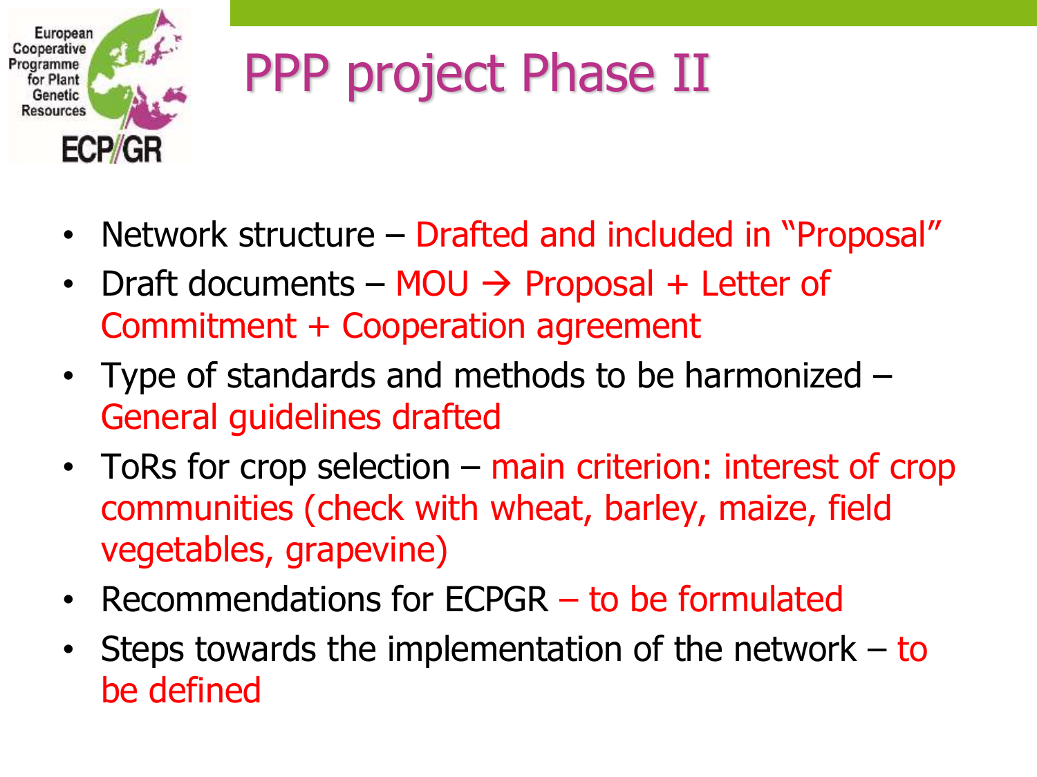# PPP project Phase II

- Network structure – Drafted and included in "Proposal"
- Draft documents – MOU → Proposal + Letter of Commitment + Cooperation agreement
- Type of standards and methods to be harmonized – General guidelines drafted
- ToRs for crop selection – main criterion: interest of crop communities (check with wheat, barley, maize, field vegetables, grapevine)
- Recommendations for ECPGR – to be formulated
- Steps towards the implementation of the network – to be defined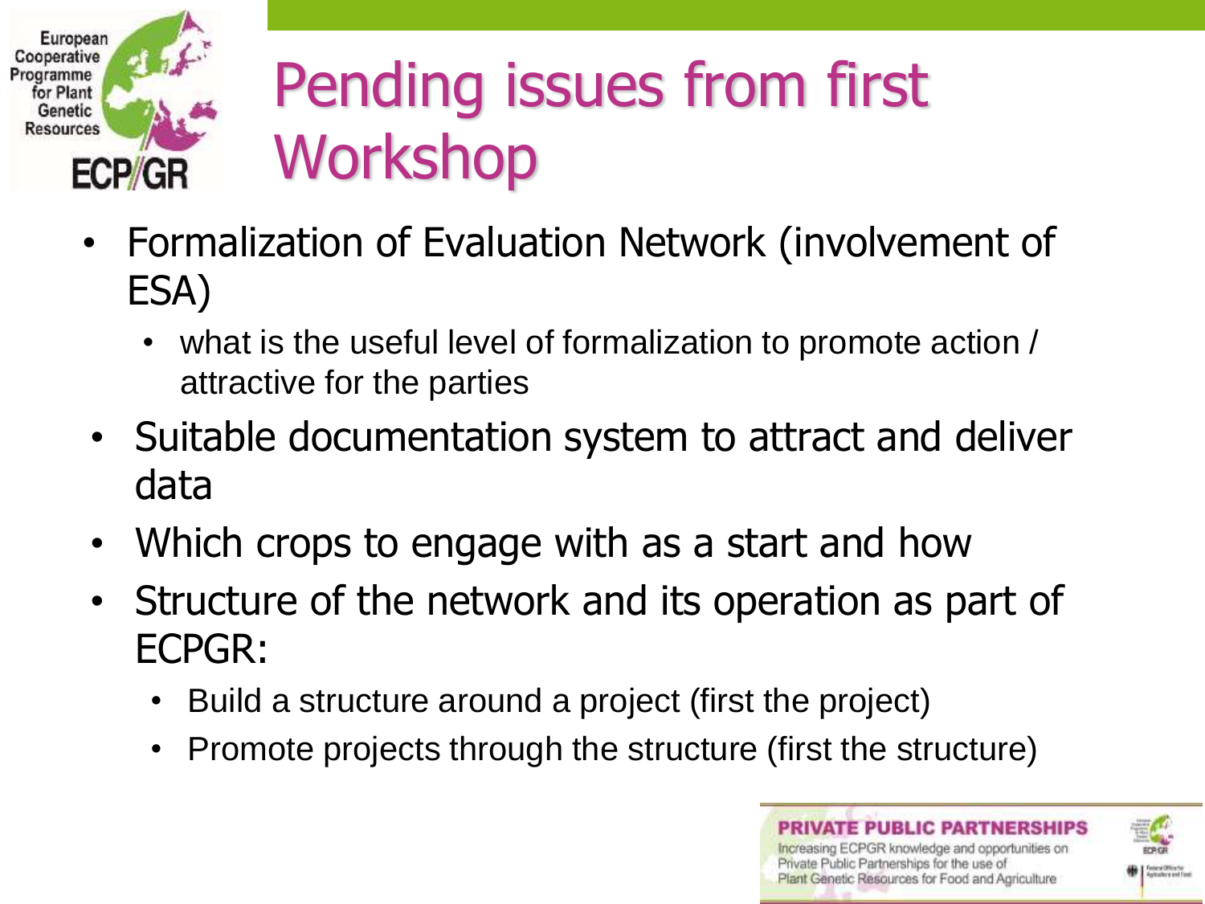# Pending issues from first Workshop

- Formalization of Evaluation Network (involvement of ESA)
  - what is the useful level of formalization to promote action / attractive for the parties
- Suitable documentation system to attract and deliver data
- Which crops to engage with as a start and how
- Structure of the network and its operation as part of ECPGR:
  - Build a structure around a project (first the project)
  - Promote projects through the structure (first the structure)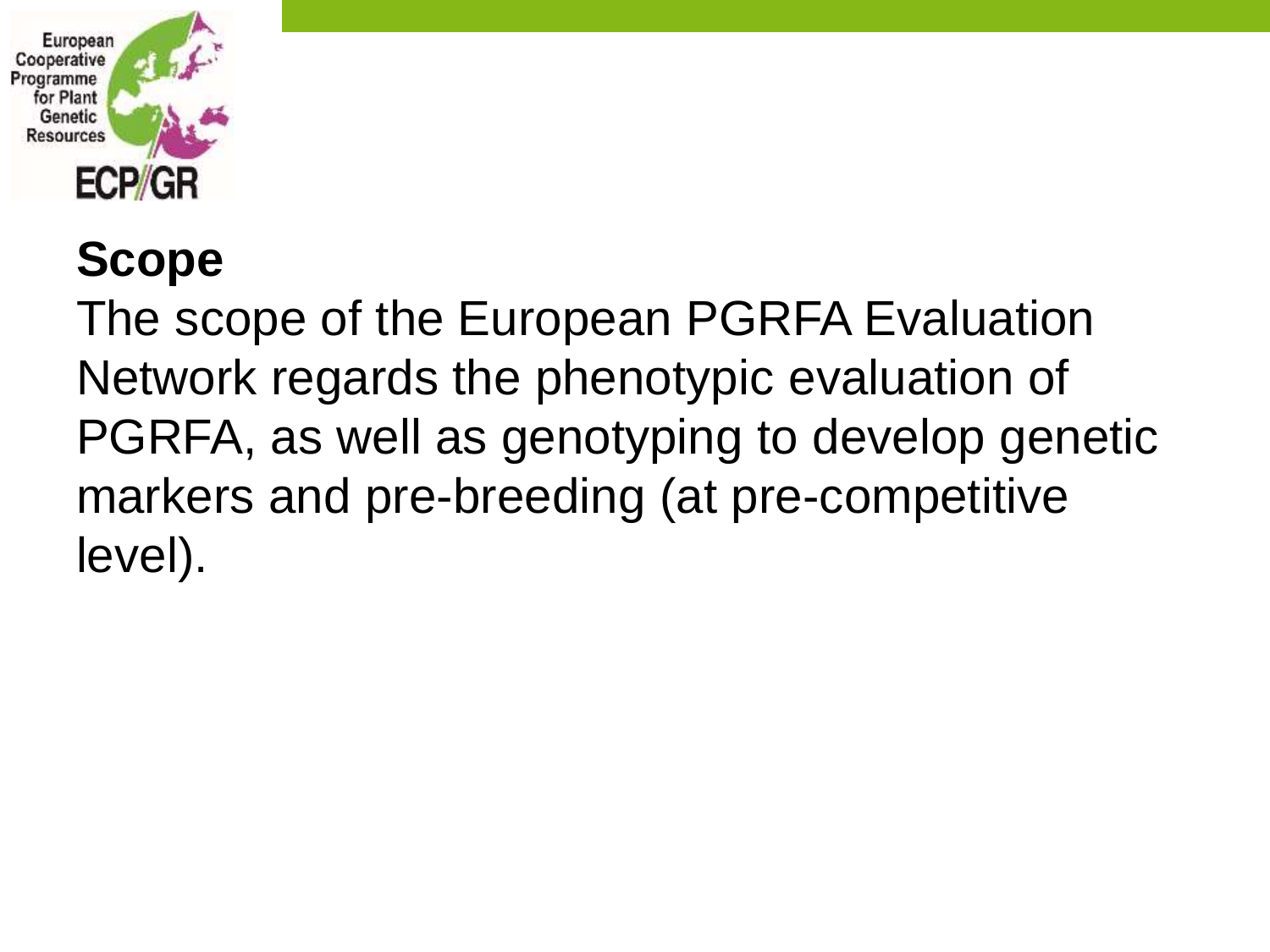**Scope**

The scope of the European PGRFA Evaluation Network regards the phenotypic evaluation of PGRFA, as well as genotyping to develop genetic markers and pre-breeding (at pre-competitive level).